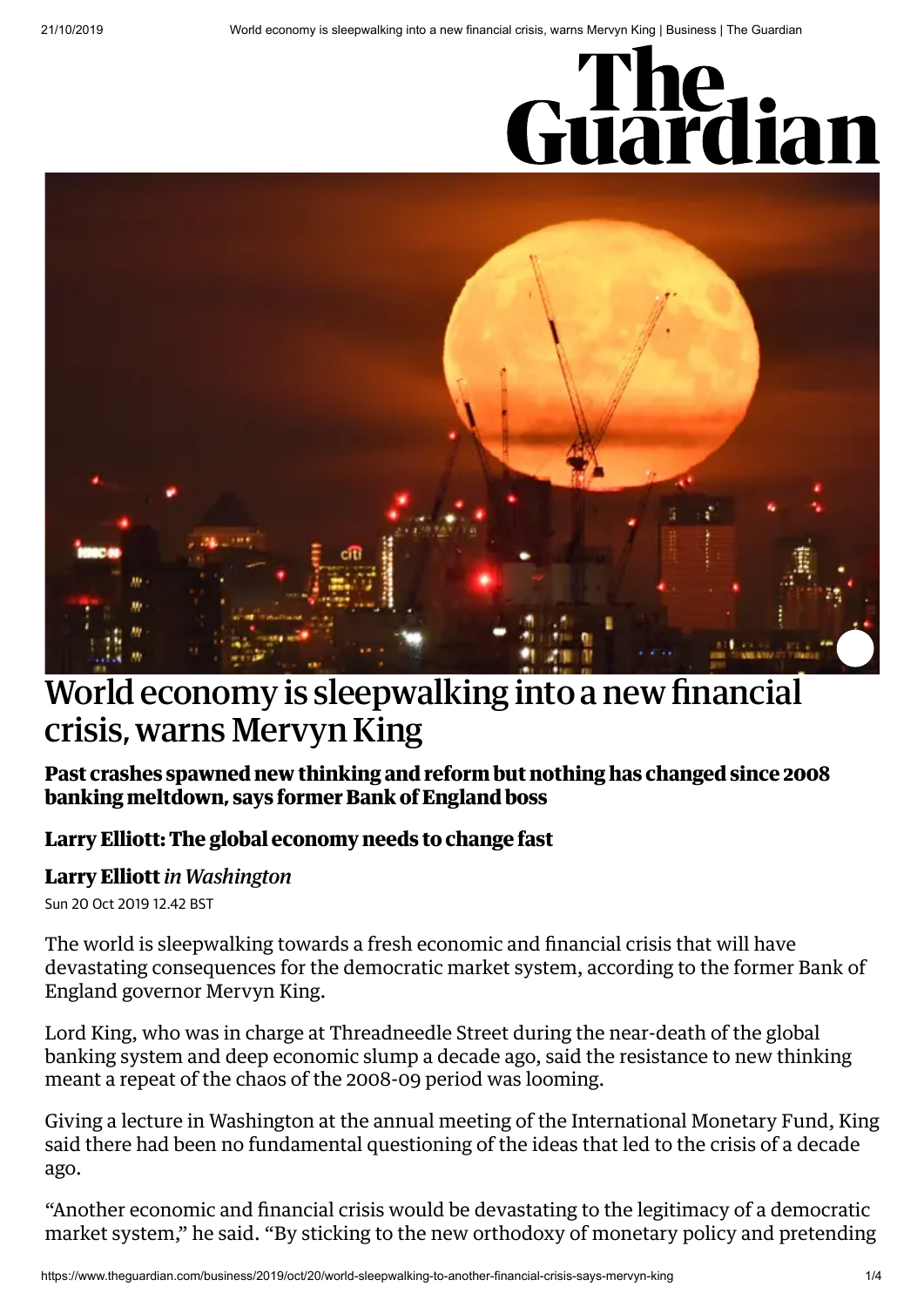# World economy is sleepwalking into a new financial crisis, warns Mervyn King

**Past crashes spawned new thinking and reform but nothing has changed since 2008 banking meltdown, says former Bank of England boss**

**Larry Elliott: The global economy needs to change fast**

**Larry Elliott** *in Washington*

Sun 20 Oct 2019 12.42 BST

The world is sleepwalking towards a fresh economic and financial crisis that will have devastating consequences for the democratic market system, according to the former Bank of England governor Mervyn King.

Lord King, who was in charge at Threadneedle Street during the near-death of the global banking system and deep economic slump a decade ago, said the resistance to new thinking meant a repeat of the chaos of the 2008-09 period was looming.

Giving a lecture in Washington at the annual meeting of the International Monetary Fund, King said there had been no fundamental questioning of the ideas that led to the crisis of a decade ago.

"Another economic and financial crisis would be devastating to the legitimacy of a democratic market system," he said. "By sticking to the new orthodoxy of monetary policy and pretending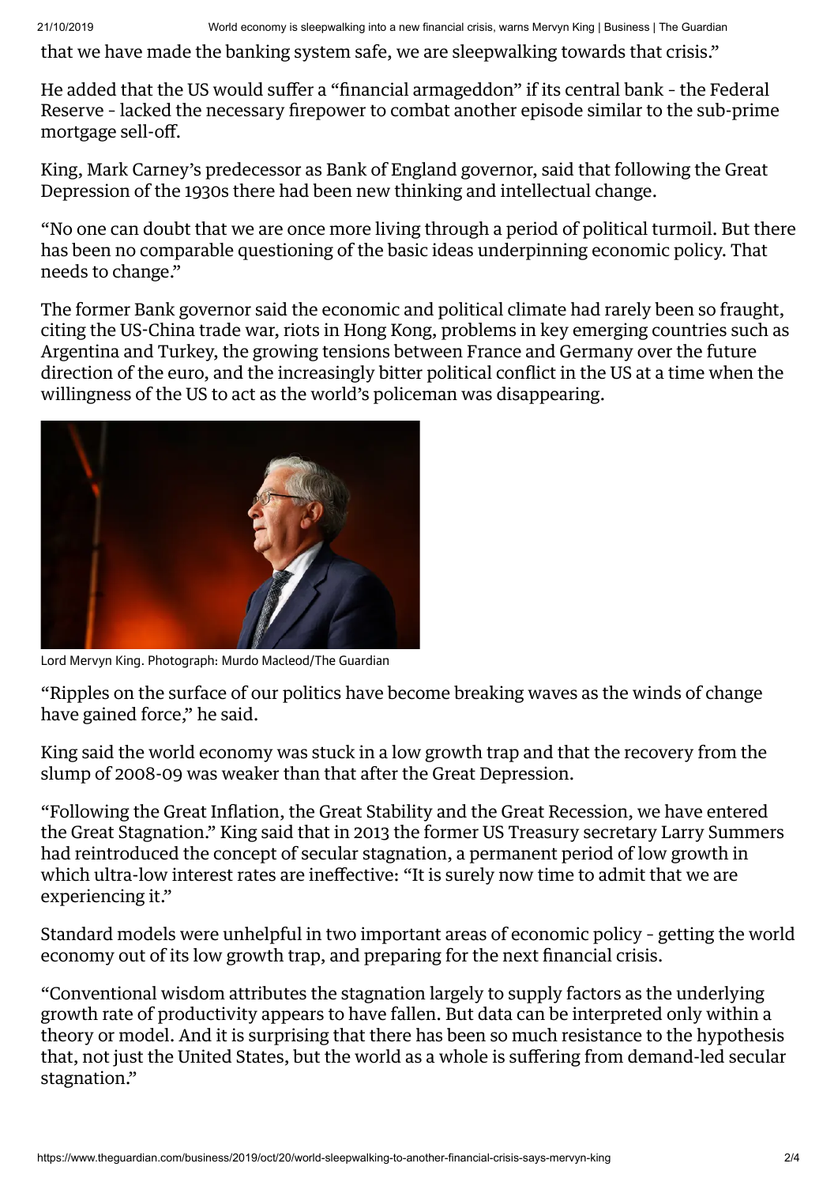that we have made the banking system safe, we are sleepwalking towards that crisis."

He added that the US would suffer a "financial armageddon" if its central bank – the Federal Reserve – lacked the necessary firepower to combat another episode similar to the sub-prime mortgage sell-off.

King, Mark Carney's predecessor as Bank of England governor, said that following the Great Depression of the 1930s there had been new thinking and intellectual change.

"No one can doubt that we are once more living through a period of political turmoil. But there has been no comparable questioning of the basic ideas underpinning economic policy. That needs to change."

The former Bank governor said the economic and political climate had rarely been so fraught, citing the US-China trade war, riots in Hong Kong, problems in key emerging countries such as Argentina and Turkey, the growing tensions between France and Germany over the future direction of the euro, and the increasingly bitter political conflict in the US at a time when the willingness of the US to act as the world's policeman was disappearing.

Lord Mervyn King. Photograph: Murdo Macleod/The Guardian

"Ripples on the surface of our politics have become breaking waves as the winds of change have gained force," he said.

King said the world economy was stuck in a low growth trap and that the recovery from the slump of 2008-09 was weaker than that after the Great Depression.

"Following the Great Inflation, the Great Stability and the Great Recession, we have entered the Great Stagnation." King said that in 2013 the former US Treasury secretary Larry Summers had reintroduced the concept of secular stagnation, a permanent period of low growth in which ultra-low interest rates are ineffective: "It is surely now time to admit that we are experiencing it."

Standard models were unhelpful in two important areas of economic policy – getting the world economy out of its low growth trap, and preparing for the next financial crisis.

"Conventional wisdom attributes the stagnation largely to supply factors as the underlying growth rate of productivity appears to have fallen. But data can be interpreted only within a theory or model. And it is surprising that there has been so much resistance to the hypothesis that, not just the United States, but the world as a whole is suffering from demand-led secular stagnation."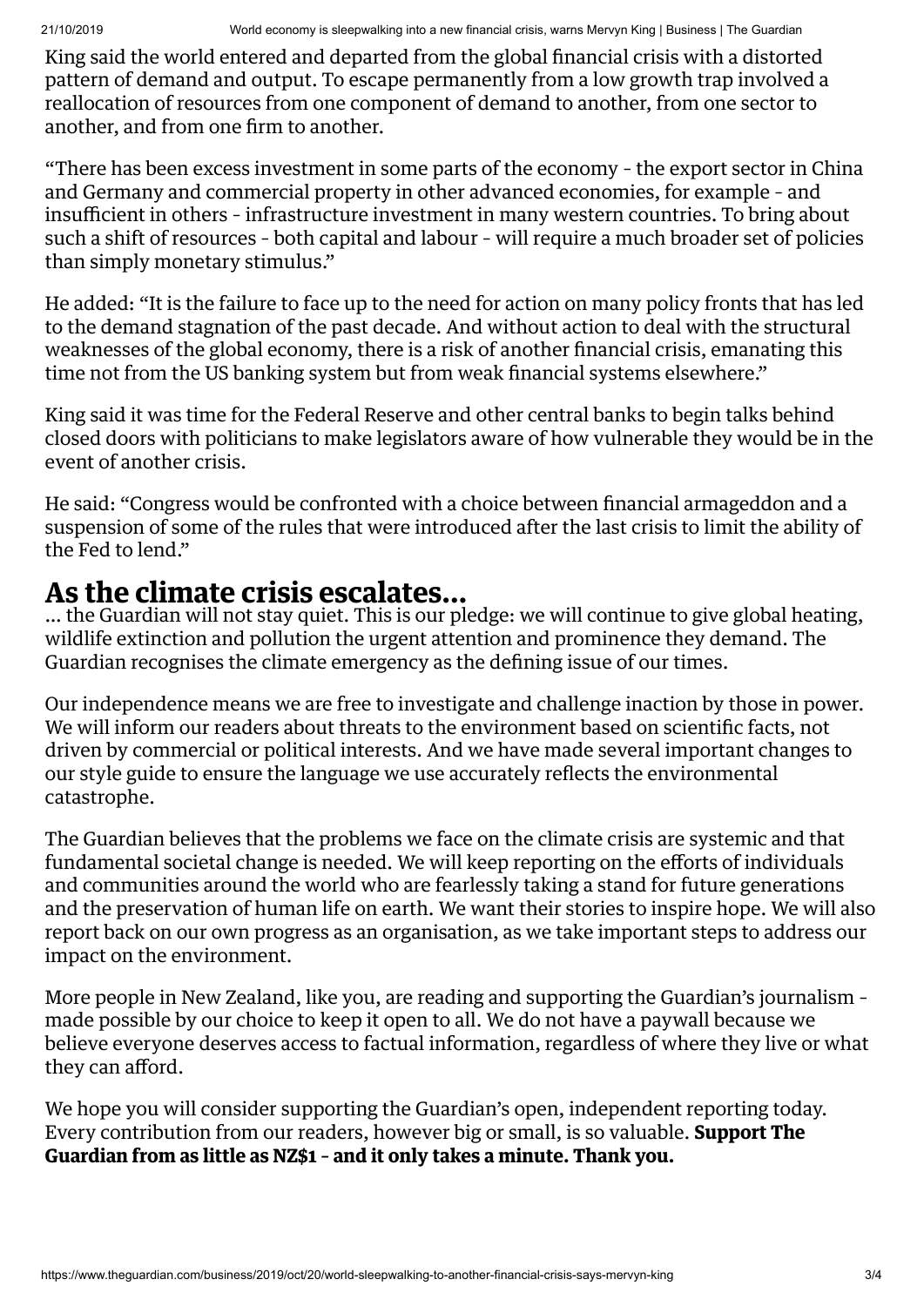King said the world entered and departed from the global financial crisis with a distorted pattern of demand and output. To escape permanently from a low growth trap involved a reallocation of resources from one component of demand to another, from one sector to another, and from one firm to another.

"There has been excess investment in some parts of the economy - the export sector in China and Germany and commercial property in other advanced economies, for example - and insufficient in others - infrastructure investment in many western countries. To bring about such a shift of resources - both capital and labour - will require a much broader set of policies than simply monetary stimulus."

He added: "It is the failure to face up to the need for action on many policy fronts that has led to the demand stagnation of the past decade. And without action to deal with the structural weaknesses of the global economy, there is a risk of another financial crisis, emanating this time not from the US banking system but from weak financial systems elsewhere."

King said it was time for the Federal Reserve and other central banks to begin talks behind closed doors with politicians to make legislators aware of how vulnerable they would be in the event of another crisis.

He said: "Congress would be confronted with a choice between financial armageddon and a suspension of some of the rules that were introduced after the last crisis to limit the ability of the Fed to lend."

## As the climate crisis escalates…

… the Guardian will not stay quiet. This is our pledge: we will continue to give global heating, wildlife extinction and pollution the urgent attention and prominence they demand. The Guardian recognises the climate emergency as the defining issue of our times.

Our independence means we are free to investigate and challenge inaction by those in power. We will inform our readers about threats to the environment based on scientific facts, not driven by commercial or political interests. And we have made several important changes to our style guide to ensure the language we use accurately reflects the environmental catastrophe.

The Guardian believes that the problems we face on the climate crisis are systemic and that fundamental societal change is needed. We will keep reporting on the efforts of individuals and communities around the world who are fearlessly taking a stand for future generations and the preservation of human life on earth. We want their stories to inspire hope. We will also report back on our own progress as an organisation, as we take important steps to address our impact on the environment.

More people in New Zealand, like you, are reading and supporting the Guardian's journalism - made possible by our choice to keep it open to all. We do not have a paywall because we believe everyone deserves access to factual information, regardless of where they live or what they can afford.

We hope you will consider supporting the Guardian's open, independent reporting today. Every contribution from our readers, however big or small, is so valuable. **Support The Guardian from as little as NZ$1 - and it only takes a minute. Thank you.**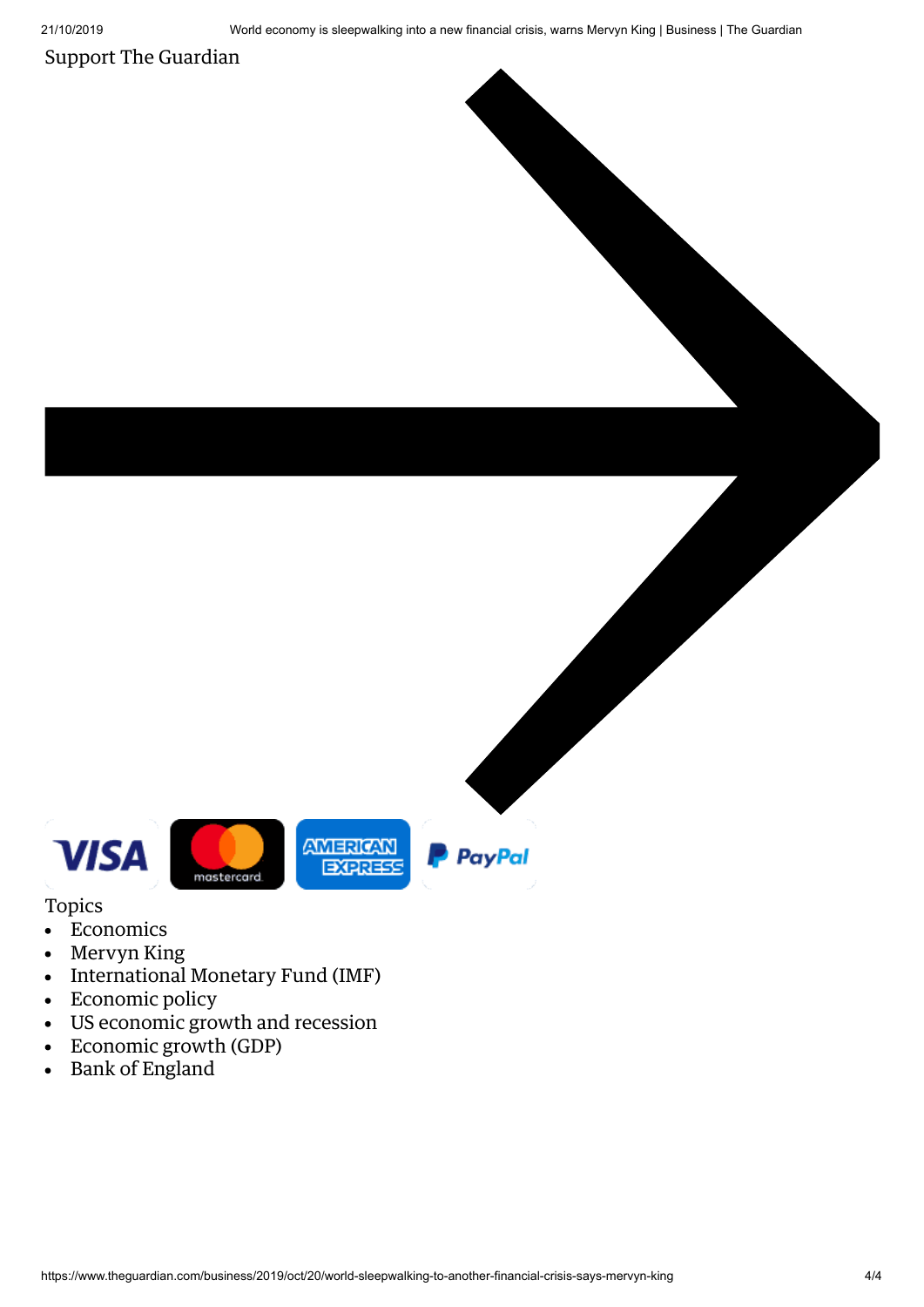Support The Guardian

Topics

- Economics
- Mervyn King
- International Monetary Fund (IMF)
- Economic policy
- US economic growth and recession
- Economic growth (GDP)
- Bank of England